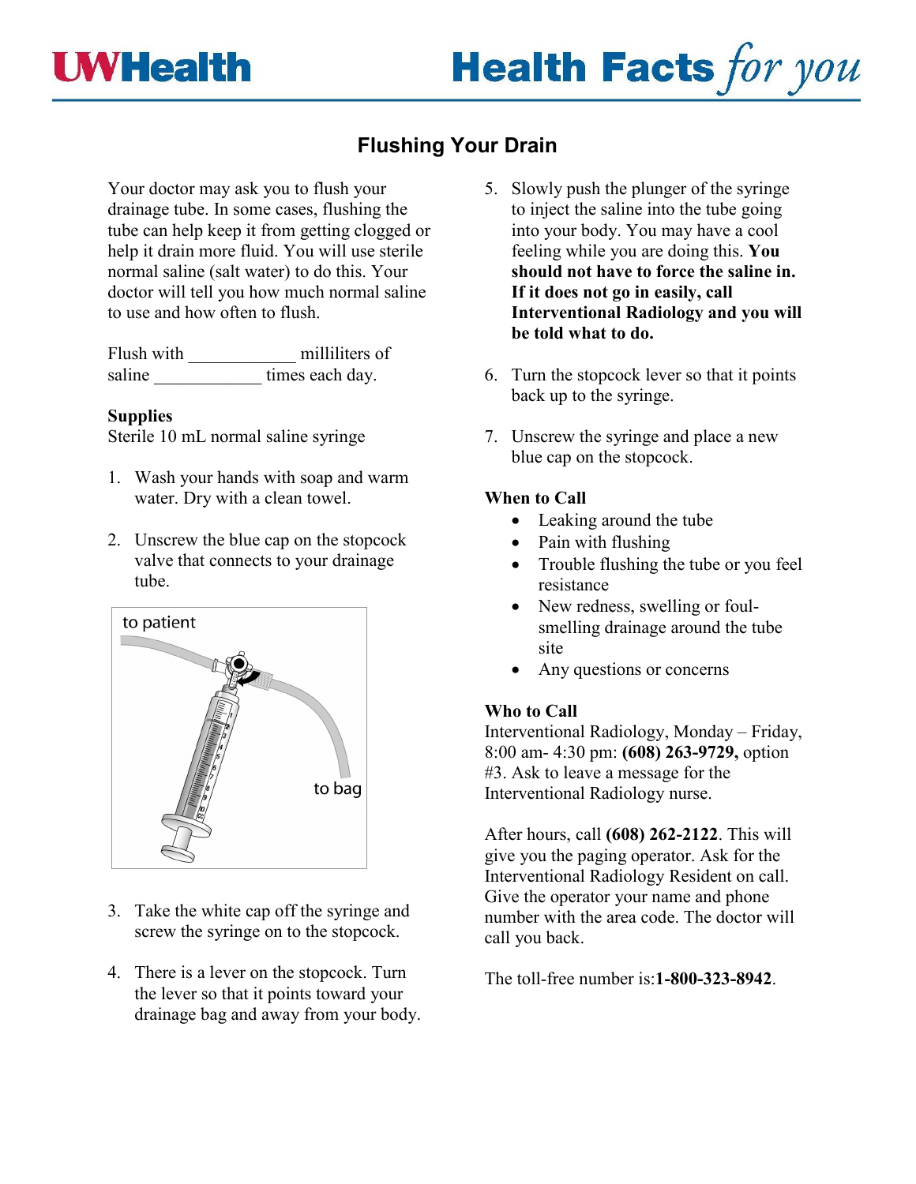# Flushing Your Drain

Your doctor may ask you to flush your drainage tube. In some cases, flushing the tube can help keep it from getting clogged or help it drain more fluid. You will use sterile normal saline (salt water) to do this. Your doctor will tell you how much normal saline to use and how often to flush.

Flush with ____________ milliliters of saline ____________ times each day.

**Supplies**
Sterile 10 mL normal saline syringe

1. Wash your hands with soap and warm water. Dry with a clean towel.

2. Unscrew the blue cap on the stopcock valve that connects to your drainage tube.

to patient

to bag

3. Take the white cap off the syringe and screw the syringe on to the stopcock.

4. There is a lever on the stopcock. Turn the lever so that it points toward your drainage bag and away from your body.

5. Slowly push the plunger of the syringe to inject the saline into the tube going into your body. You may have a cool feeling while you are doing this. **You should not have to force the saline in. If it does not go in easily, call Interventional Radiology and you will be told what to do.**

6. Turn the stopcock lever so that it points back up to the syringe.

7. Unscrew the syringe and place a new blue cap on the stopcock.

**When to Call**

- Leaking around the tube
- Pain with flushing
- Trouble flushing the tube or you feel resistance
- New redness, swelling or foul-smelling drainage around the tube site
- Any questions or concerns

**Who to Call**
Interventional Radiology, Monday – Friday, 8:00 am- 4:30 pm: **(608) 263-9729,** option #3. Ask to leave a message for the Interventional Radiology nurse.

After hours, call **(608) 262-2122**. This will give you the paging operator. Ask for the Interventional Radiology Resident on call. Give the operator your name and phone number with the area code. The doctor will call you back.

The toll-free number is:**1-800-323-8942**.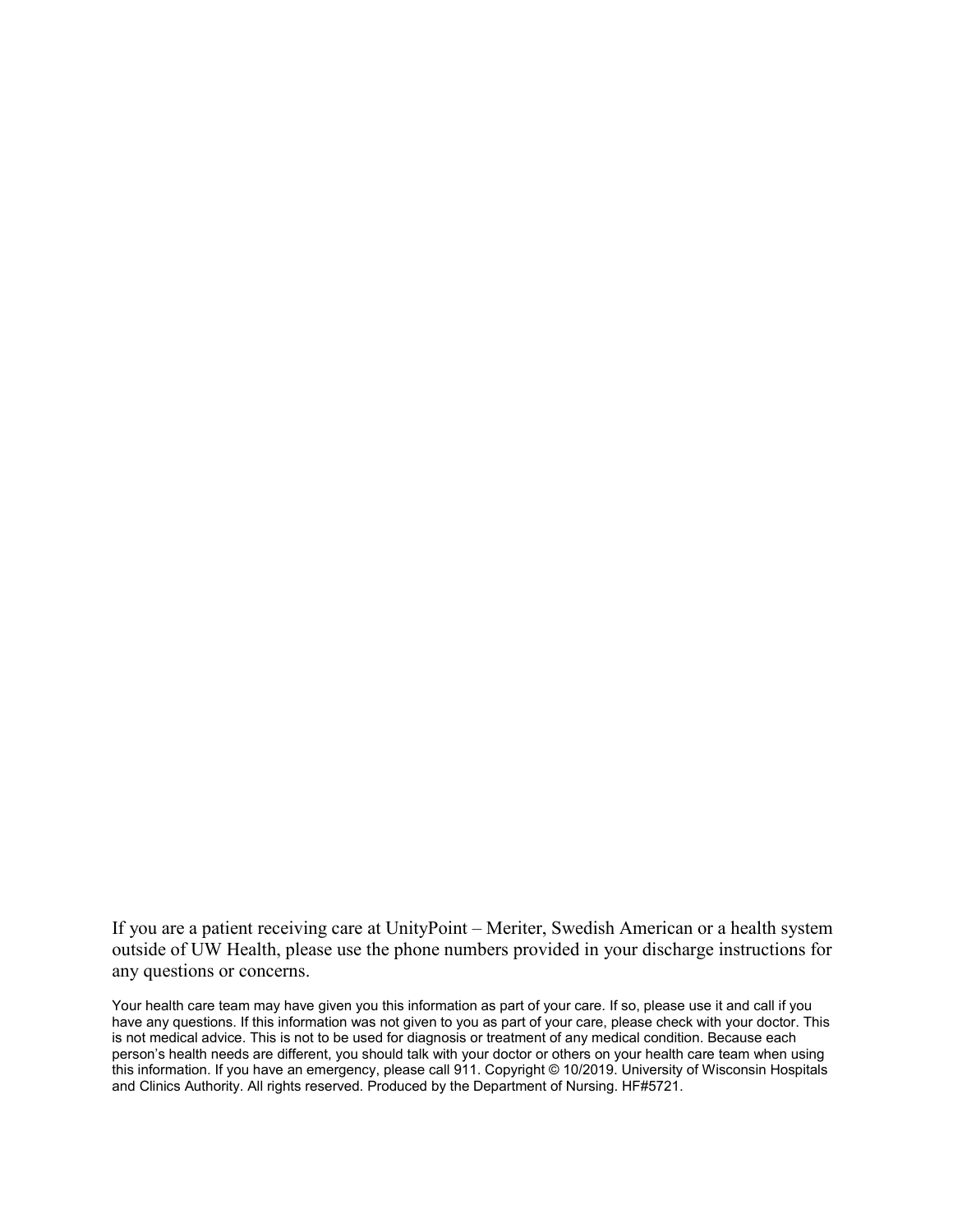If you are a patient receiving care at UnityPoint – Meriter, Swedish American or a health system outside of UW Health, please use the phone numbers provided in your discharge instructions for any questions or concerns.

Your health care team may have given you this information as part of your care. If so, please use it and call if you have any questions. If this information was not given to you as part of your care, please check with your doctor. This is not medical advice. This is not to be used for diagnosis or treatment of any medical condition. Because each person's health needs are different, you should talk with your doctor or others on your health care team when using this information. If you have an emergency, please call 911. Copyright © 10/2019. University of Wisconsin Hospitals and Clinics Authority. All rights reserved. Produced by the Department of Nursing. HF#5721.